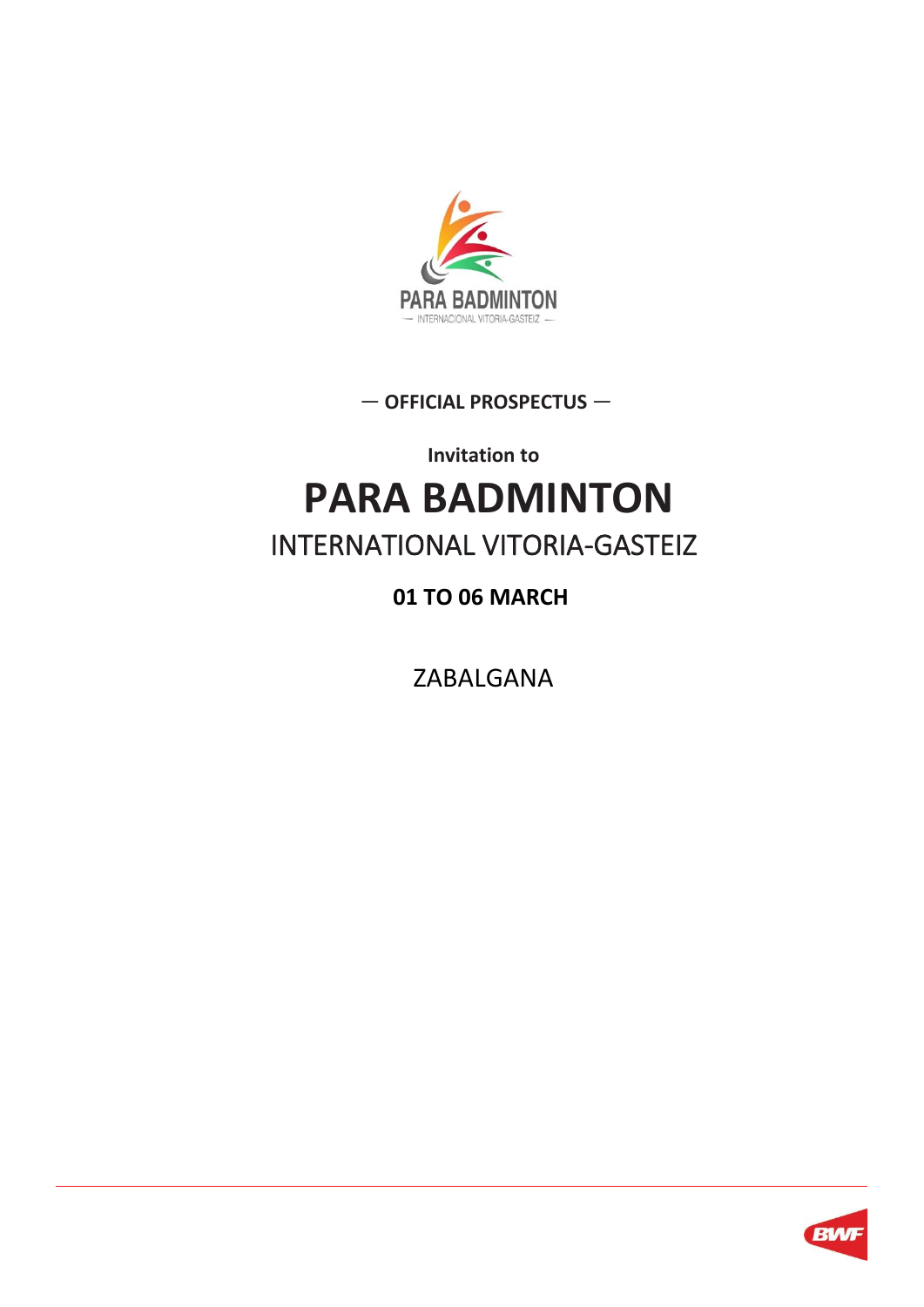— **OFFICIAL PROSPECTUS** —

**Invitation to**

# PARA BADMINTON

## INTERNATIONAL VITORIA-GASTEIZ

**01 TO 06 MARCH**

ZABALGANA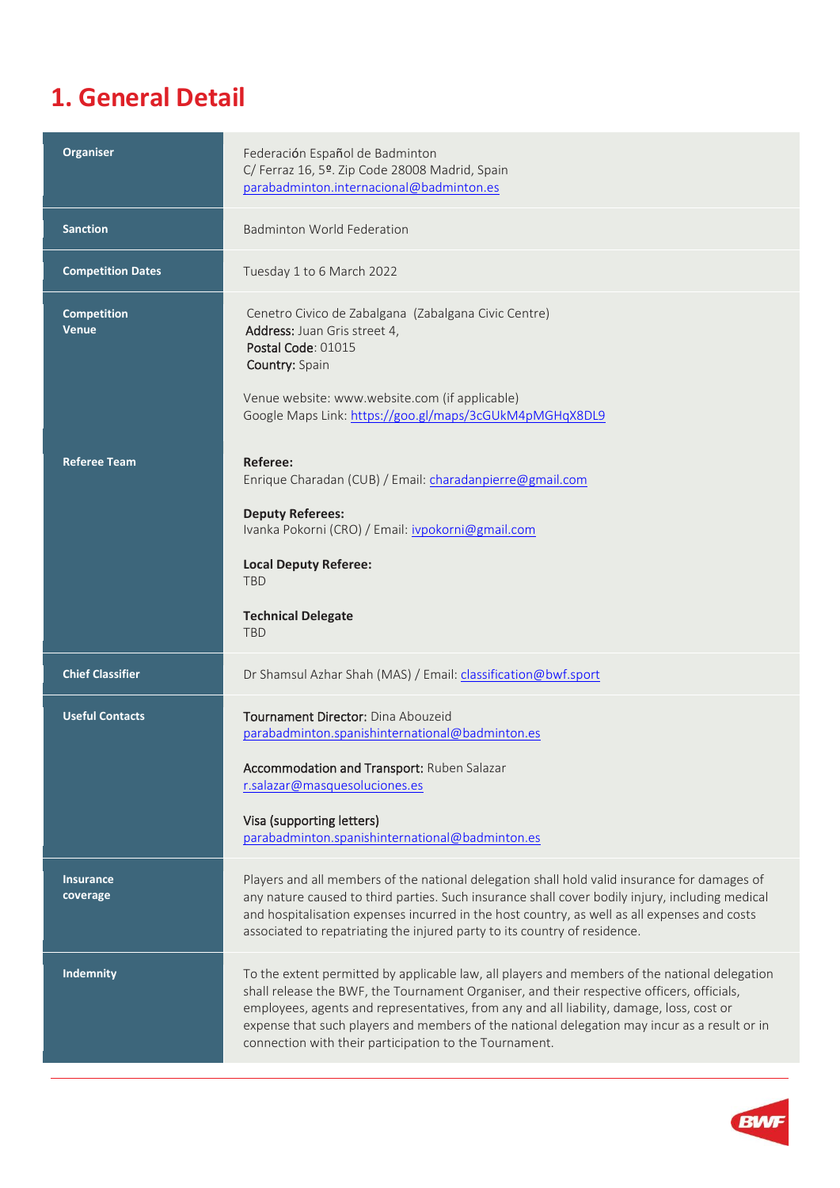# 1. General Detail

| | |
|---|---|
| **Organiser** | Federación Español de Badminton<br>C/ Ferraz 16, 5º. Zip Code 28008 Madrid, Spain<br>parabadminton.internacional@badminton.es |
| **Sanction** | Badminton World Federation |
| **Competition Dates** | Tuesday 1 to 6 March 2022 |
| **Competition Venue** | Cenetro Civico de Zabalgana (Zabalgana Civic Centre)<br>**Address:** Juan Gris street 4,<br>**Postal Code**: 01015<br>**Country:** Spain<br><br>Venue website: www.website.com (if applicable)<br>Google Maps Link: https://goo.gl/maps/3cGUkM4pMGHqX8DL9 |
| **Referee Team** | **Referee:**<br>Enrique Charadan (CUB) / Email: charadanpierre@gmail.com<br><br>**Deputy Referees:**<br>Ivanka Pokorni (CRO) / Email: ivpokorni@gmail.com<br><br>**Local Deputy Referee:**<br>TBD<br><br>**Technical Delegate**<br>TBD |
| **Chief Classifier** | Dr Shamsul Azhar Shah (MAS) / Email: classification@bwf.sport |
| **Useful Contacts** | Tournament Director: Dina Abouzeid<br>parabadminton.spanishinternational@badminton.es<br><br>Accommodation and Transport: Ruben Salazar<br>r.salazar@masquesoluciones.es<br><br>Visa (supporting letters)<br>parabadminton.spanishinternational@badminton.es |
| **Insurance coverage** | Players and all members of the national delegation shall hold valid insurance for damages of any nature caused to third parties. Such insurance shall cover bodily injury, including medical and hospitalisation expenses incurred in the host country, as well as all expenses and costs associated to repatriating the injured party to its country of residence. |
| **Indemnity** | To the extent permitted by applicable law, all players and members of the national delegation shall release the BWF, the Tournament Organiser, and their respective officers, officials, employees, agents and representatives, from any and all liability, damage, loss, cost or expense that such players and members of the national delegation may incur as a result or in connection with their participation to the Tournament. |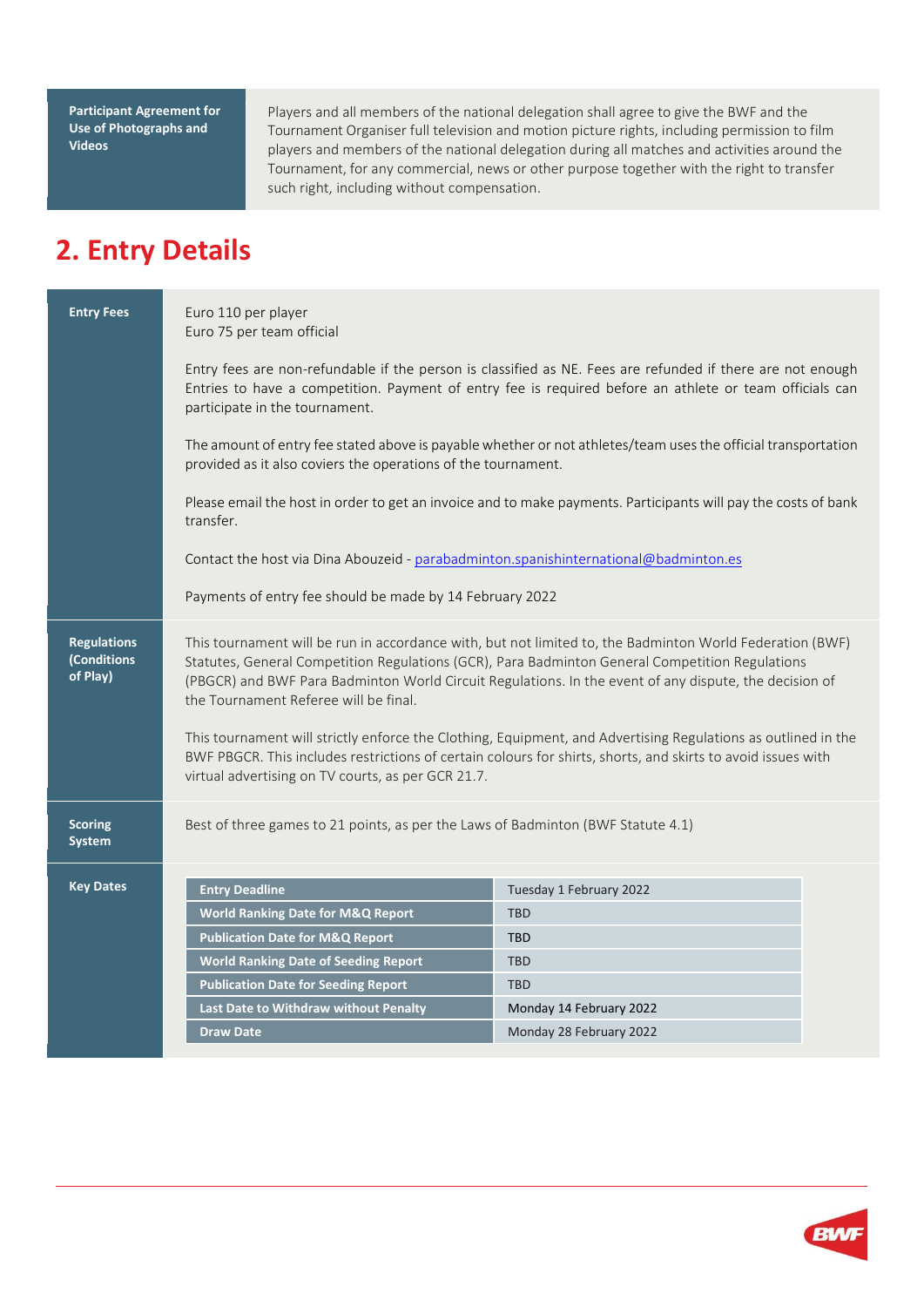| **Participant Agreement for Use of Photographs and Videos** | Players and all members of the national delegation shall agree to give the BWF and the Tournament Organiser full television and motion picture rights, including permission to film players and members of the national delegation during all matches and activities around the Tournament, for any commercial, news or other purpose together with the right to transfer such right, including without compensation. |
|---|---|

## 2. Entry Details

**Entry Fees**

Euro 110 per player
Euro 75 per team official

Entry fees are non-refundable if the person is classified as NE. Fees are refunded if there are not enough Entries to have a competition. Payment of entry fee is required before an athlete or team officials can participate in the tournament.

The amount of entry fee stated above is payable whether or not athletes/team uses the official transportation provided as it also coviers the operations of the tournament.

Please email the host in order to get an invoice and to make payments. Participants will pay the costs of bank transfer.

Contact the host via Dina Abouzeid - parabadminton.spanishinternational@badminton.es

Payments of entry fee should be made by 14 February 2022

**Regulations (Conditions of Play)**

This tournament will be run in accordance with, but not limited to, the Badminton World Federation (BWF) Statutes, General Competition Regulations (GCR), Para Badminton General Competition Regulations (PBGCR) and BWF Para Badminton World Circuit Regulations. In the event of any dispute, the decision of the Tournament Referee will be final.

This tournament will strictly enforce the Clothing, Equipment, and Advertising Regulations as outlined in the BWF PBGCR. This includes restrictions of certain colours for shirts, shorts, and skirts to avoid issues with virtual advertising on TV courts, as per GCR 21.7.

**Scoring System**

Best of three games to 21 points, as per the Laws of Badminton (BWF Statute 4.1)

**Key Dates**

| | |
|---|---|
| **Entry Deadline** | Tuesday 1 February 2022 |
| **World Ranking Date for M&Q Report** | TBD |
| **Publication Date for M&Q Report** | TBD |
| **World Ranking Date of Seeding Report** | TBD |
| **Publication Date for Seeding Report** | TBD |
| **Last Date to Withdraw without Penalty** | Monday 14 February 2022 |
| **Draw Date** | Monday 28 February 2022 |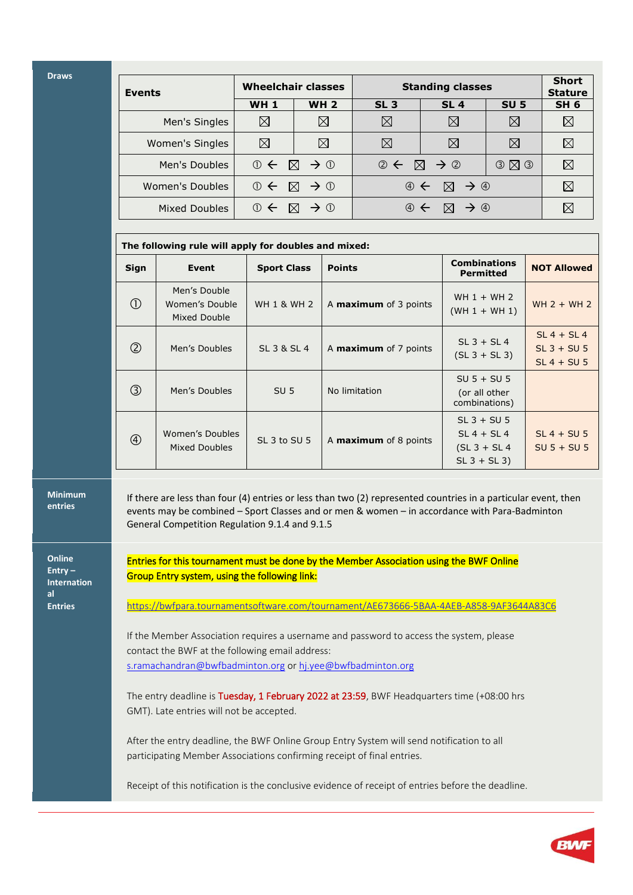**Draws**

| Events | Wheelchair classes | | Standing classes | | | Short Stature |
|---|---|---|---|---|---|---|
| | WH 1 | WH 2 | SL 3 | SL 4 | SU 5 | SH 6 |
| Men's Singles | ☒ | ☒ | ☒ | ☒ | ☒ | ☒ |
| Women's Singles | ☒ | ☒ | ☒ | ☒ | ☒ | ☒ |
| Men's Doubles | ① ← ☒ → ① | | ② ← ☒ → ② | | ③ ☒ ③ | ☒ |
| Women's Doubles | ① ← ☒ → ① | | ④ ← ☒ → ④ | | | ☒ |
| Mixed Doubles | ① ← ☒ → ① | | ④ ← ☒ → ④ | | | ☒ |

**The following rule will apply for doubles and mixed:**

| Sign | Event | Sport Class | Points | Combinations Permitted | NOT Allowed |
|---|---|---|---|---|---|
| ① | Men's Double<br>Women's Double<br>Mixed Double | WH 1 & WH 2 | A **maximum** of 3 points | WH 1 + WH 2<br>(WH 1 + WH 1) | WH 2 + WH 2 |
| ② | Men's Doubles | SL 3 & SL 4 | A **maximum** of 7 points | SL 3 + SL 4<br>(SL 3 + SL 3) | SL 4 + SL 4<br>SL 3 + SU 5<br>SL 4 + SU 5 |
| ③ | Men's Doubles | SU 5 | No limitation | SU 5 + SU 5<br>(or all other combinations) | |
| ④ | Women's Doubles<br>Mixed Doubles | SL 3 to SU 5 | A **maximum** of 8 points | SL 3 + SU 5<br>SL 4 + SL 4<br>(SL 3 + SL 4<br>SL 3 + SL 3) | SL 4 + SU 5<br>SU 5 + SU 5 |

**Minimum entries**

If there are less than four (4) entries or less than two (2) represented countries in a particular event, then events may be combined – Sport Classes and or men & women – in accordance with Para-Badminton General Competition Regulation 9.1.4 and 9.1.5

**Online Entry – International Entries**

Entries for this tournament must be done by the Member Association using the BWF Online Group Entry system, using the following link:

https://bwfpara.tournamentsoftware.com/tournament/AE673666-5BAA-4AEB-A858-9AF3644A83C6

If the Member Association requires a username and password to access the system, please contact the BWF at the following email address:
s.ramachandran@bwfbadminton.org or hj.yee@bwfbadminton.org

The entry deadline is Tuesday, 1 February 2022 at 23:59, BWF Headquarters time (+08:00 hrs GMT). Late entries will not be accepted.

After the entry deadline, the BWF Online Group Entry System will send notification to all participating Member Associations confirming receipt of final entries.

Receipt of this notification is the conclusive evidence of receipt of entries before the deadline.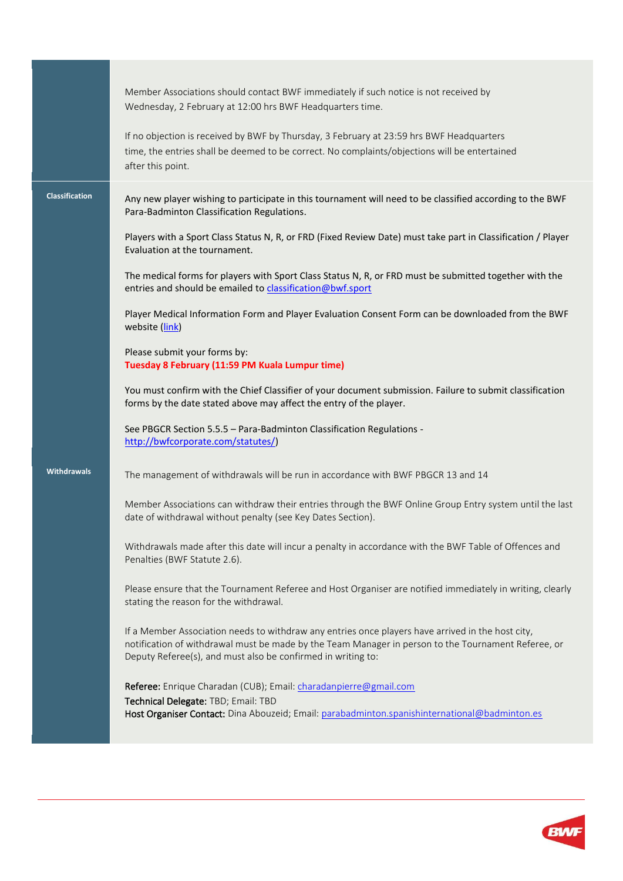Member Associations should contact BWF immediately if such notice is not received by Wednesday, 2 February at 12:00 hrs BWF Headquarters time.

If no objection is received by BWF by Thursday, 3 February at 23:59 hrs BWF Headquarters time, the entries shall be deemed to be correct. No complaints/objections will be entertained after this point.

**Classification**

Any new player wishing to participate in this tournament will need to be classified according to the BWF Para-Badminton Classification Regulations.

Players with a Sport Class Status N, R, or FRD (Fixed Review Date) must take part in Classification / Player Evaluation at the tournament.

The medical forms for players with Sport Class Status N, R, or FRD must be submitted together with the entries and should be emailed to classification@bwf.sport

Player Medical Information Form and Player Evaluation Consent Form can be downloaded from the BWF website (link)

Please submit your forms by:
**Tuesday 8 February (11:59 PM Kuala Lumpur time)**

You must confirm with the Chief Classifier of your document submission. Failure to submit classification forms by the date stated above may affect the entry of the player.

See PBGCR Section 5.5.5 – Para-Badminton Classification Regulations - http://bwfcorporate.com/statutes/)

**Withdrawals**

The management of withdrawals will be run in accordance with BWF PBGCR 13 and 14

Member Associations can withdraw their entries through the BWF Online Group Entry system until the last date of withdrawal without penalty (see Key Dates Section).

Withdrawals made after this date will incur a penalty in accordance with the BWF Table of Offences and Penalties (BWF Statute 2.6).

Please ensure that the Tournament Referee and Host Organiser are notified immediately in writing, clearly stating the reason for the withdrawal.

If a Member Association needs to withdraw any entries once players have arrived in the host city, notification of withdrawal must be made by the Team Manager in person to the Tournament Referee, or Deputy Referee(s), and must also be confirmed in writing to:

**Referee:** Enrique Charadan (CUB); Email: charadanpierre@gmail.com
**Technical Delegate:** TBD; Email: TBD
**Host Organiser Contact:** Dina Abouzeid; Email: parabadminton.spanishinternational@badminton.es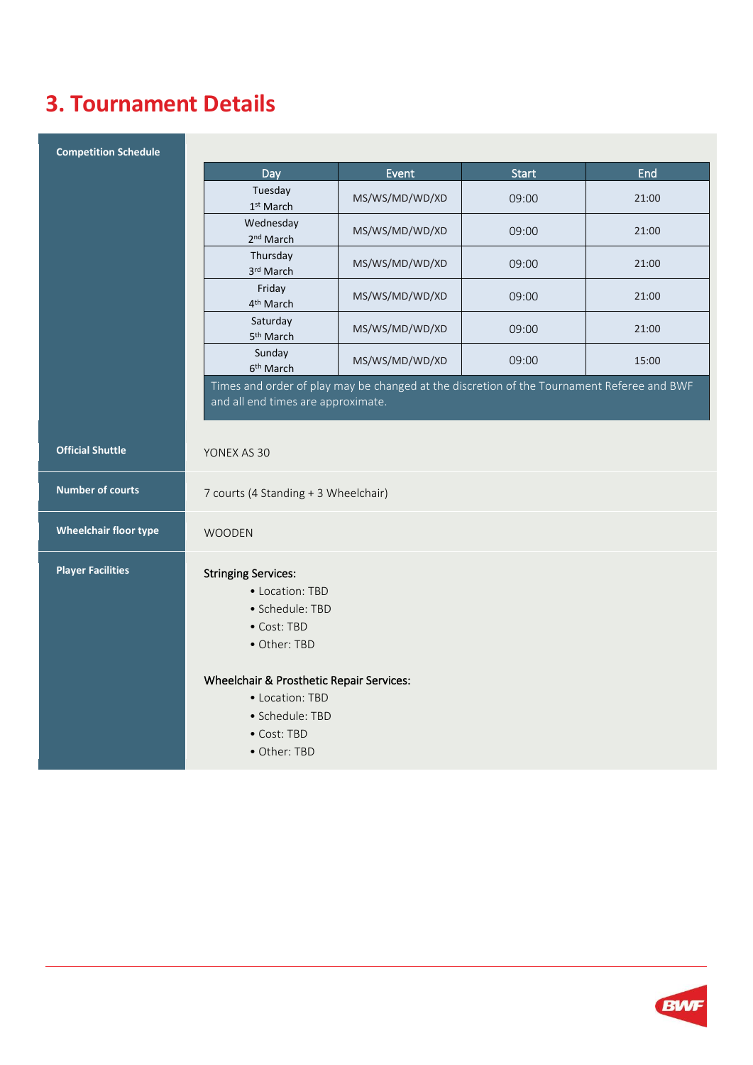# 3. Tournament Details

**Competition Schedule**

| Day | Event | Start | End |
|---|---|---|---|
| Tuesday 1st March | MS/WS/MD/WD/XD | 09:00 | 21:00 |
| Wednesday 2nd March | MS/WS/MD/WD/XD | 09:00 | 21:00 |
| Thursday 3rd March | MS/WS/MD/WD/XD | 09:00 | 21:00 |
| Friday 4th March | MS/WS/MD/WD/XD | 09:00 | 21:00 |
| Saturday 5th March | MS/WS/MD/WD/XD | 09:00 | 21:00 |
| Sunday 6th March | MS/WS/MD/WD/XD | 09:00 | 15:00 |

Times and order of play may be changed at the discretion of the Tournament Referee and BWF and all end times are approximate.

**Official Shuttle**

YONEX AS 30

**Number of courts**

7 courts (4 Standing + 3 Wheelchair)

**Wheelchair floor type**

WOODEN

**Player Facilities**

Stringing Services:

- Location: TBD
- Schedule: TBD
- Cost: TBD
- Other: TBD

Wheelchair & Prosthetic Repair Services:

- Location: TBD
- Schedule: TBD
- Cost: TBD
- Other: TBD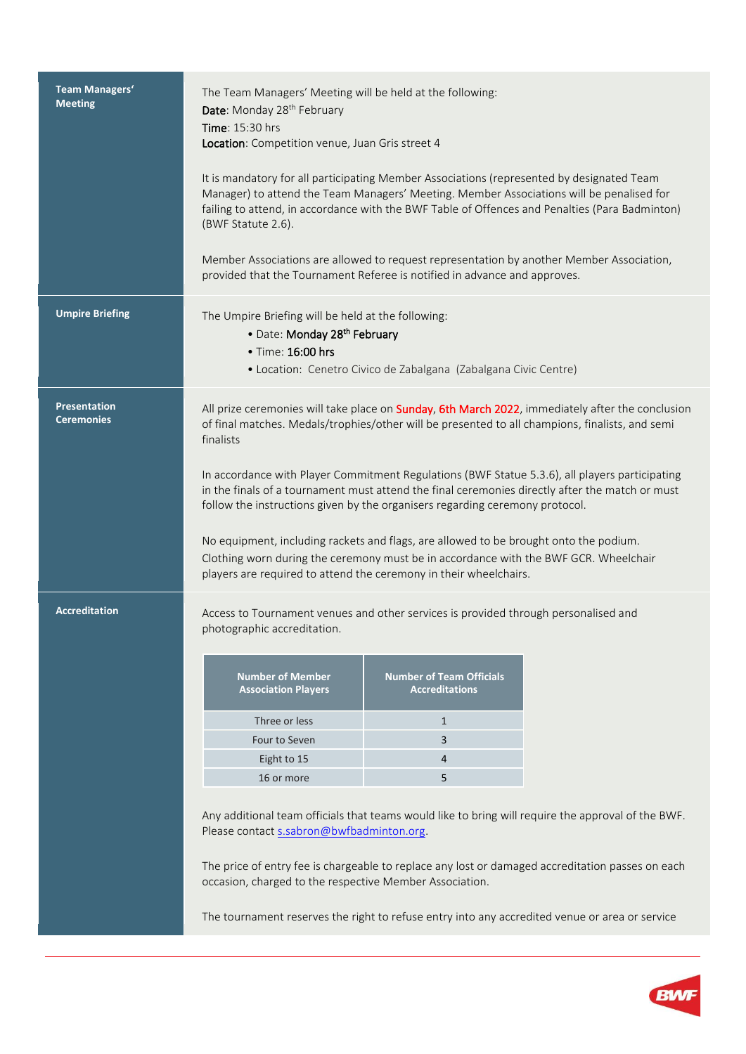## Team Managers' Meeting

The Team Managers' Meeting will be held at the following:

**Date**: Monday 28th February
**Time**: 15:30 hrs
**Location**: Competition venue, Juan Gris street 4

It is mandatory for all participating Member Associations (represented by designated Team Manager) to attend the Team Managers' Meeting. Member Associations will be penalised for failing to attend, in accordance with the BWF Table of Offences and Penalties (Para Badminton) (BWF Statute 2.6).

Member Associations are allowed to request representation by another Member Association, provided that the Tournament Referee is notified in advance and approves.

## Umpire Briefing

The Umpire Briefing will be held at the following:

- Date: Monday 28th February
- Time: 16:00 hrs
- Location: Cenetro Civico de Zabalgana (Zabalgana Civic Centre)

## Presentation Ceremonies

All prize ceremonies will take place on Sunday, 6th March 2022, immediately after the conclusion of final matches. Medals/trophies/other will be presented to all champions, finalists, and semi finalists

In accordance with Player Commitment Regulations (BWF Statue 5.3.6), all players participating in the finals of a tournament must attend the final ceremonies directly after the match or must follow the instructions given by the organisers regarding ceremony protocol.

No equipment, including rackets and flags, are allowed to be brought onto the podium. Clothing worn during the ceremony must be in accordance with the BWF GCR. Wheelchair players are required to attend the ceremony in their wheelchairs.

## Accreditation

Access to Tournament venues and other services is provided through personalised and photographic accreditation.

| Number of Member Association Players | Number of Team Officials Accreditations |
|---|---|
| Three or less | 1 |
| Four to Seven | 3 |
| Eight to 15 | 4 |
| 16 or more | 5 |

Any additional team officials that teams would like to bring will require the approval of the BWF. Please contact s.sabron@bwfbadminton.org.

The price of entry fee is chargeable to replace any lost or damaged accreditation passes on each occasion, charged to the respective Member Association.

The tournament reserves the right to refuse entry into any accredited venue or area or service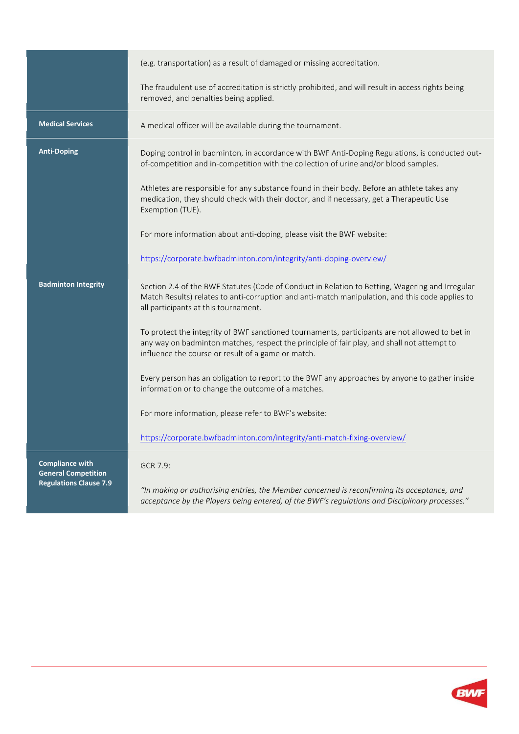| | |
|---|---|
| | (e.g. transportation) as a result of damaged or missing accreditation.<br><br>The fraudulent use of accreditation is strictly prohibited, and will result in access rights being removed, and penalties being applied. |
| **Medical Services** | A medical officer will be available during the tournament. |
| **Anti-Doping** | Doping control in badminton, in accordance with BWF Anti-Doping Regulations, is conducted out-of-competition and in-competition with the collection of urine and/or blood samples.<br><br>Athletes are responsible for any substance found in their body. Before an athlete takes any medication, they should check with their doctor, and if necessary, get a Therapeutic Use Exemption (TUE).<br><br>For more information about anti-doping, please visit the BWF website:<br><br>https://corporate.bwfbadminton.com/integrity/anti-doping-overview/ |
| **Badminton Integrity** | Section 2.4 of the BWF Statutes (Code of Conduct in Relation to Betting, Wagering and Irregular Match Results) relates to anti-corruption and anti-match manipulation, and this code applies to all participants at this tournament.<br><br>To protect the integrity of BWF sanctioned tournaments, participants are not allowed to bet in any way on badminton matches, respect the principle of fair play, and shall not attempt to influence the course or result of a game or match.<br><br>Every person has an obligation to report to the BWF any approaches by anyone to gather inside information or to change the outcome of a matches.<br><br>For more information, please refer to BWF's website:<br><br>https://corporate.bwfbadminton.com/integrity/anti-match-fixing-overview/ |
| **Compliance with General Competition Regulations Clause 7.9** | GCR 7.9:<br><br>*"In making or authorising entries, the Member concerned is reconfirming its acceptance, and acceptance by the Players being entered, of the BWF's regulations and Disciplinary processes."* |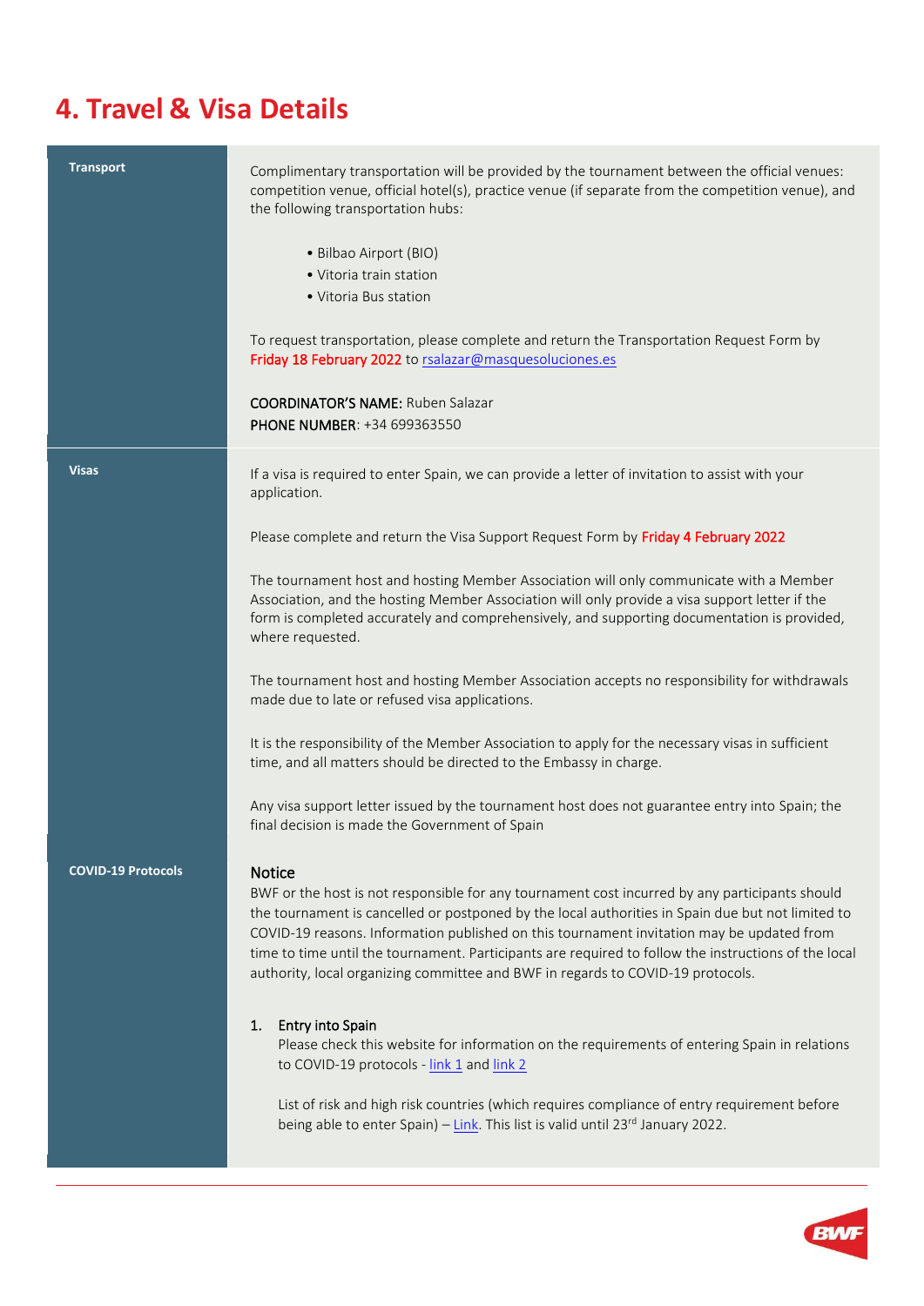# 4. Travel & Visa Details

| | |
|---|---|
| **Transport** | Complimentary transportation will be provided by the tournament between the official venues: competition venue, official hotel(s), practice venue (if separate from the competition venue), and the following transportation hubs:<br><br>• Bilbao Airport (BIO)<br>• Vitoria train station<br>• Vitoria Bus station<br><br>To request transportation, please complete and return the Transportation Request Form by Friday 18 February 2022 to rsalazar@masquesoluciones.es<br><br>COORDINATOR'S NAME: Ruben Salazar<br>PHONE NUMBER: +34 699363550 |
| **Visas** | If a visa is required to enter Spain, we can provide a letter of invitation to assist with your application.<br><br>Please complete and return the Visa Support Request Form by Friday 4 February 2022<br><br>The tournament host and hosting Member Association will only communicate with a Member Association, and the hosting Member Association will only provide a visa support letter if the form is completed accurately and comprehensively, and supporting documentation is provided, where requested.<br><br>The tournament host and hosting Member Association accepts no responsibility for withdrawals made due to late or refused visa applications.<br><br>It is the responsibility of the Member Association to apply for the necessary visas in sufficient time, and all matters should be directed to the Embassy in charge.<br><br>Any visa support letter issued by the tournament host does not guarantee entry into Spain; the final decision is made the Government of Spain |
| **COVID-19 Protocols** | **Notice**<br>BWF or the host is not responsible for any tournament cost incurred by any participants should the tournament is cancelled or postponed by the local authorities in Spain due but not limited to COVID-19 reasons. Information published on this tournament invitation may be updated from time to time until the tournament. Participants are required to follow the instructions of the local authority, local organizing committee and BWF in regards to COVID-19 protocols.<br><br>1. Entry into Spain<br>Please check this website for information on the requirements of entering Spain in relations to COVID-19 protocols - link 1 and link 2<br><br>List of risk and high risk countries (which requires compliance of entry requirement before being able to enter Spain) – Link. This list is valid until 23rd January 2022. |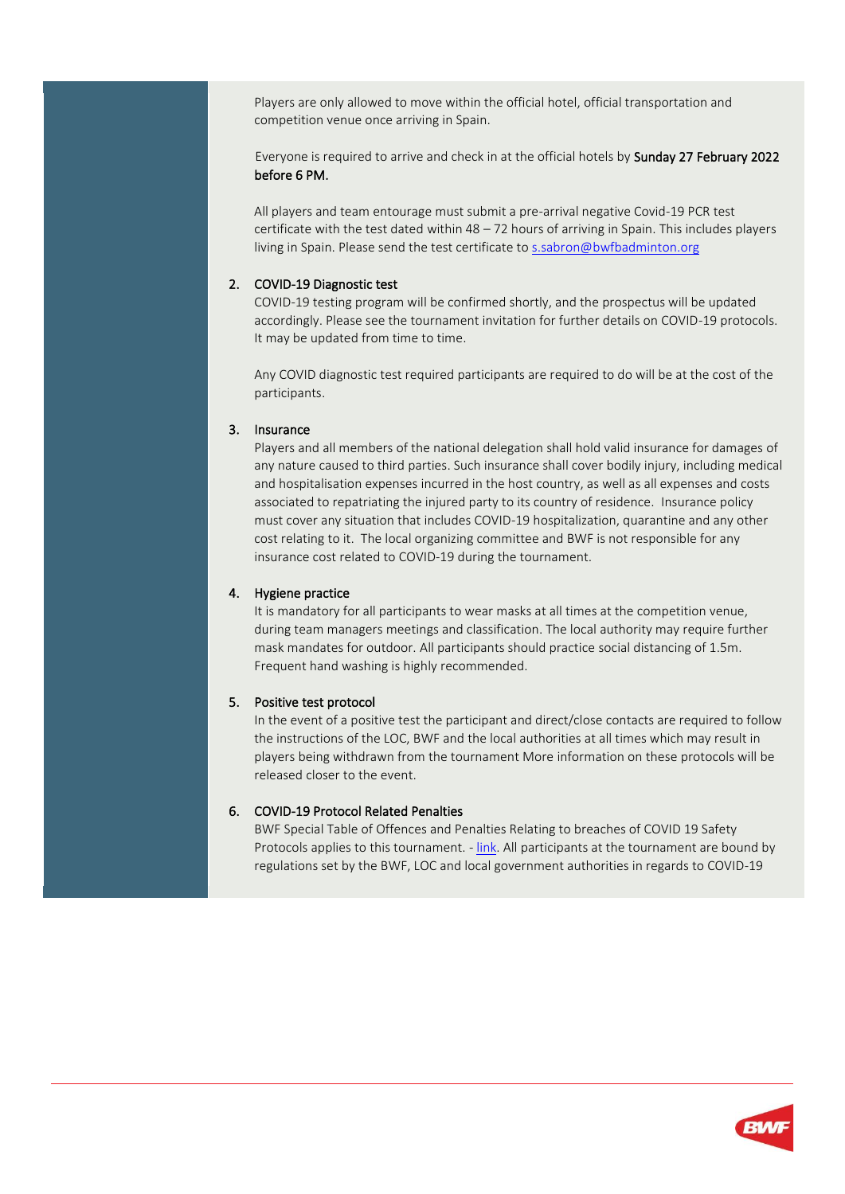Players are only allowed to move within the official hotel, official transportation and competition venue once arriving in Spain.

Everyone is required to arrive and check in at the official hotels by **Sunday 27 February 2022 before 6 PM.**

All players and team entourage must submit a pre-arrival negative Covid-19 PCR test certificate with the test dated within 48 – 72 hours of arriving in Spain. This includes players living in Spain. Please send the test certificate to [s.sabron@bwfbadminton.org](mailto:s.sabron@bwfbadminton.org)

2. **COVID-19 Diagnostic test**

   COVID-19 testing program will be confirmed shortly, and the prospectus will be updated accordingly. Please see the tournament invitation for further details on COVID-19 protocols. It may be updated from time to time.

   Any COVID diagnostic test required participants are required to do will be at the cost of the participants.

3. **Insurance**

   Players and all members of the national delegation shall hold valid insurance for damages of any nature caused to third parties. Such insurance shall cover bodily injury, including medical and hospitalisation expenses incurred in the host country, as well as all expenses and costs associated to repatriating the injured party to its country of residence. Insurance policy must cover any situation that includes COVID-19 hospitalization, quarantine and any other cost relating to it. The local organizing committee and BWF is not responsible for any insurance cost related to COVID-19 during the tournament.

4. **Hygiene practice**

   It is mandatory for all participants to wear masks at all times at the competition venue, during team managers meetings and classification. The local authority may require further mask mandates for outdoor. All participants should practice social distancing of 1.5m. Frequent hand washing is highly recommended.

5. **Positive test protocol**

   In the event of a positive test the participant and direct/close contacts are required to follow the instructions of the LOC, BWF and the local authorities at all times which may result in players being withdrawn from the tournament More information on these protocols will be released closer to the event.

6. **COVID-19 Protocol Related Penalties**

   BWF Special Table of Offences and Penalties Relating to breaches of COVID 19 Safety Protocols applies to this tournament. - link. All participants at the tournament are bound by regulations set by the BWF, LOC and local government authorities in regards to COVID-19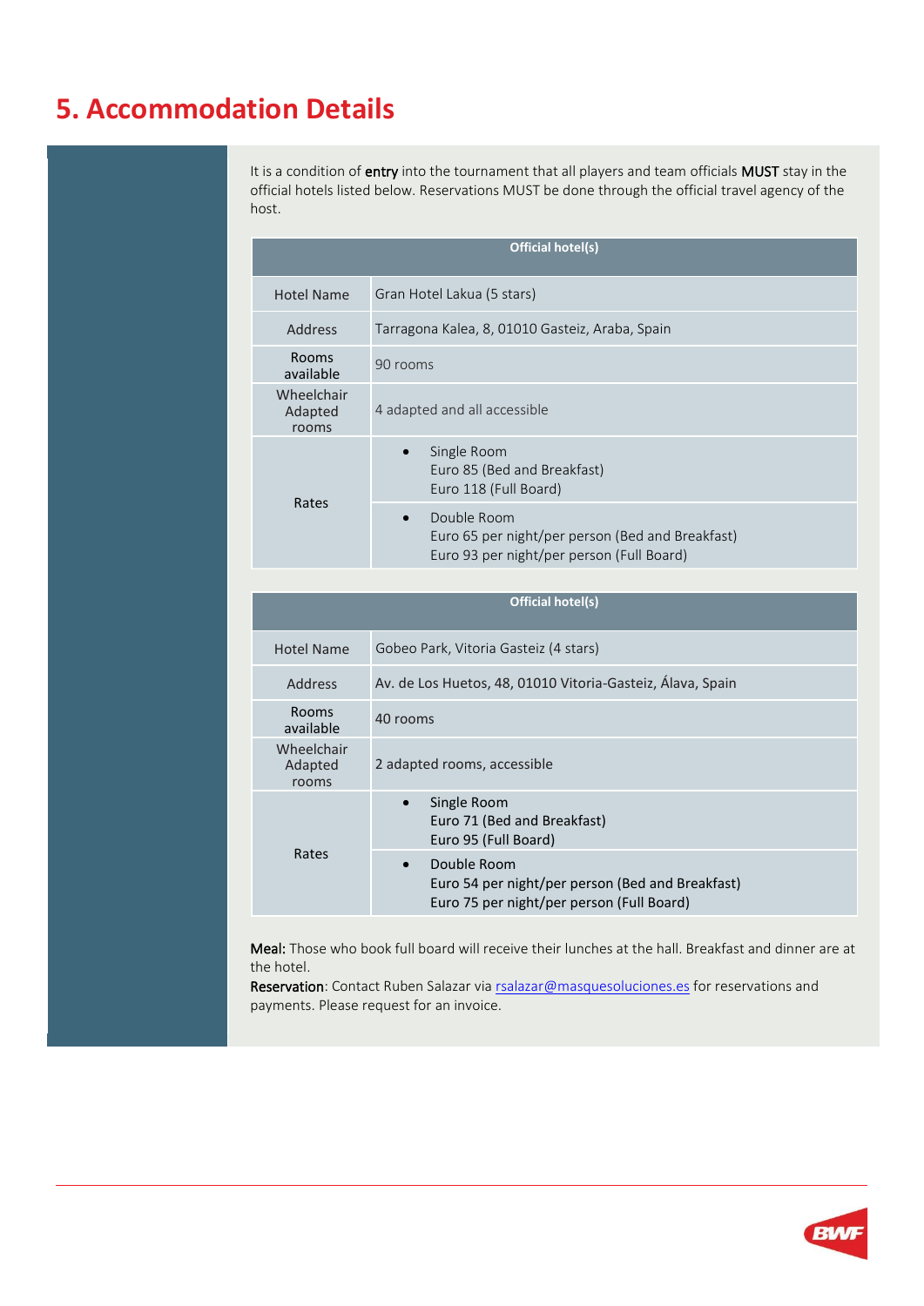# 5. Accommodation Details

It is a condition of **entry** into the tournament that all players and team officials **MUST** stay in the official hotels listed below. Reservations MUST be done through the official travel agency of the host.

| Official hotel(s) | |
|---|---|
| Hotel Name | Gran Hotel Lakua (5 stars) |
| Address | Tarragona Kalea, 8, 01010 Gasteiz, Araba, Spain |
| Rooms available | 90 rooms |
| Wheelchair Adapted rooms | 4 adapted and all accessible |
| Rates | • Single Room<br>Euro 85 (Bed and Breakfast)<br>Euro 118 (Full Board) |
| | • Double Room<br>Euro 65 per night/per person (Bed and Breakfast)<br>Euro 93 per night/per person (Full Board) |

| Official hotel(s) | |
|---|---|
| Hotel Name | Gobeo Park, Vitoria Gasteiz (4 stars) |
| Address | Av. de Los Huetos, 48, 01010 Vitoria-Gasteiz, Álava, Spain |
| Rooms available | 40 rooms |
| Wheelchair Adapted rooms | 2 adapted rooms, accessible |
| Rates | • Single Room<br>Euro 71 (Bed and Breakfast)<br>Euro 95 (Full Board) |
| | • Double Room<br>Euro 54 per night/per person (Bed and Breakfast)<br>Euro 75 per night/per person (Full Board) |

**Meal:** Those who book full board will receive their lunches at the hall. Breakfast and dinner are at the hotel.

**Reservation**: Contact Ruben Salazar via rsalazar@masquesoluciones.es for reservations and payments. Please request for an invoice.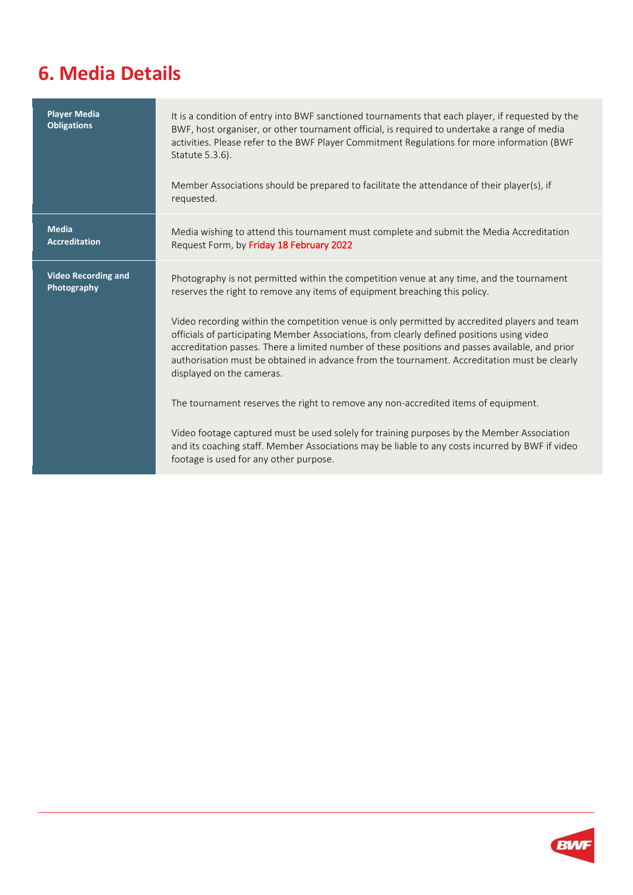# 6. Media Details

| | |
|---|---|
| **Player Media Obligations** | It is a condition of entry into BWF sanctioned tournaments that each player, if requested by the BWF, host organiser, or other tournament official, is required to undertake a range of media activities. Please refer to the BWF Player Commitment Regulations for more information (BWF Statute 5.3.6).<br><br>Member Associations should be prepared to facilitate the attendance of their player(s), if requested. |
| **Media Accreditation** | Media wishing to attend this tournament must complete and submit the Media Accreditation Request Form, by Friday 18 February 2022 |
| **Video Recording and Photography** | Photography is not permitted within the competition venue at any time, and the tournament reserves the right to remove any items of equipment breaching this policy.<br><br>Video recording within the competition venue is only permitted by accredited players and team officials of participating Member Associations, from clearly defined positions using video accreditation passes. There a limited number of these positions and passes available, and prior authorisation must be obtained in advance from the tournament. Accreditation must be clearly displayed on the cameras.<br><br>The tournament reserves the right to remove any non-accredited items of equipment.<br><br>Video footage captured must be used solely for training purposes by the Member Association and its coaching staff. Member Associations may be liable to any costs incurred by BWF if video footage is used for any other purpose. |